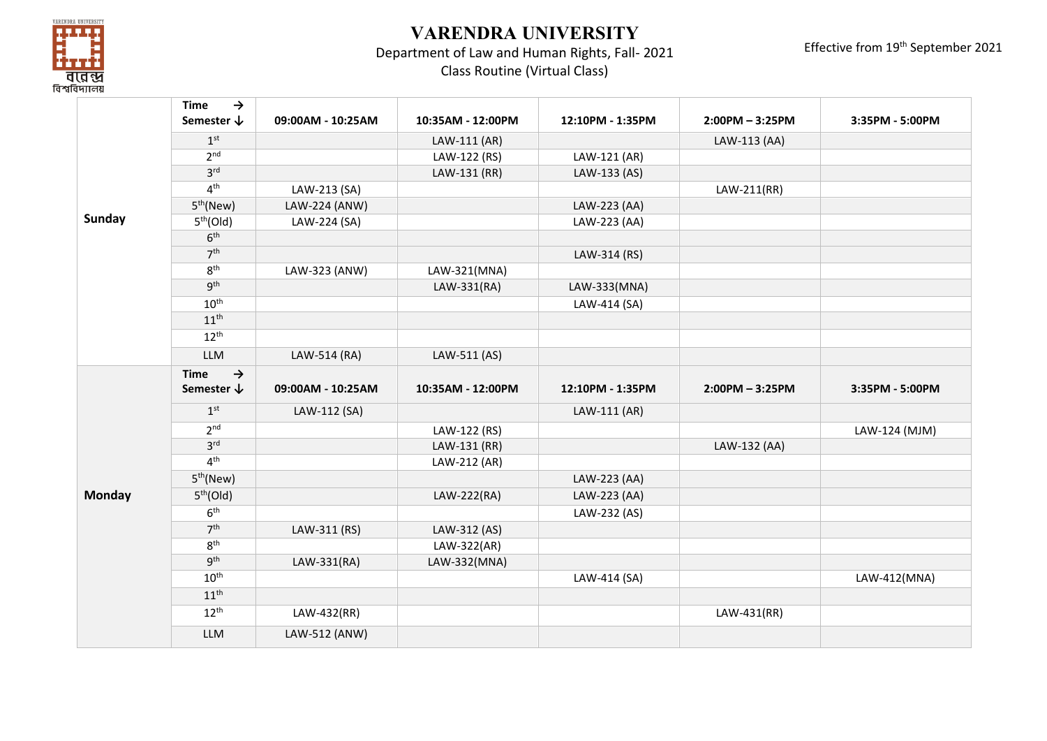# VARENDRA UNIVERSITY

Department of Law and Human Rights, Fall- 2021

Class Routine (Virtual Class)

Effective from 19th September 2021

| | Time → Semester ↓ | 09:00AM - 10:25AM | 10:35AM - 12:00PM | 12:10PM - 1:35PM | 2:00PM – 3:25PM | 3:35PM - 5:00PM |
|---|---|---|---|---|---|---|
| Sunday | 1st | | LAW-111 (AR) | | LAW-113 (AA) | |
| | 2nd | | LAW-122 (RS) | LAW-121 (AR) | | |
| | 3rd | | LAW-131 (RR) | LAW-133 (AS) | | |
| | 4th | LAW-213 (SA) | | | LAW-211(RR) | |
| | 5th(New) | LAW-224 (ANW) | | LAW-223 (AA) | | |
| | 5th(Old) | LAW-224 (SA) | | LAW-223 (AA) | | |
| | 6th | | | | | |
| | 7th | | | LAW-314 (RS) | | |
| | 8th | LAW-323 (ANW) | LAW-321(MNA) | | | |
| | 9th | | LAW-331(RA) | LAW-333(MNA) | | |
| | 10th | | | LAW-414 (SA) | | |
| | 11th | | | | | |
| | 12th | | | | | |
| | LLM | LAW-514 (RA) | LAW-511 (AS) | | | |
| Monday | Time → Semester ↓ | 09:00AM - 10:25AM | 10:35AM - 12:00PM | 12:10PM - 1:35PM | 2:00PM – 3:25PM | 3:35PM - 5:00PM |
| | 1st | LAW-112 (SA) | | LAW-111 (AR) | | |
| | 2nd | | LAW-122 (RS) | | | LAW-124 (MJM) |
| | 3rd | | LAW-131 (RR) | | LAW-132 (AA) | |
| | 4th | | LAW-212 (AR) | | | |
| | 5th(New) | | | LAW-223 (AA) | | |
| | 5th(Old) | | LAW-222(RA) | LAW-223 (AA) | | |
| | 6th | | | LAW-232 (AS) | | |
| | 7th | LAW-311 (RS) | LAW-312 (AS) | | | |
| | 8th | | LAW-322(AR) | | | |
| | 9th | LAW-331(RA) | LAW-332(MNA) | | | |
| | 10th | | | LAW-414 (SA) | | LAW-412(MNA) |
| | 11th | | | | | |
| | 12th | LAW-432(RR) | | | LAW-431(RR) | |
| | LLM | LAW-512 (ANW) | | | | |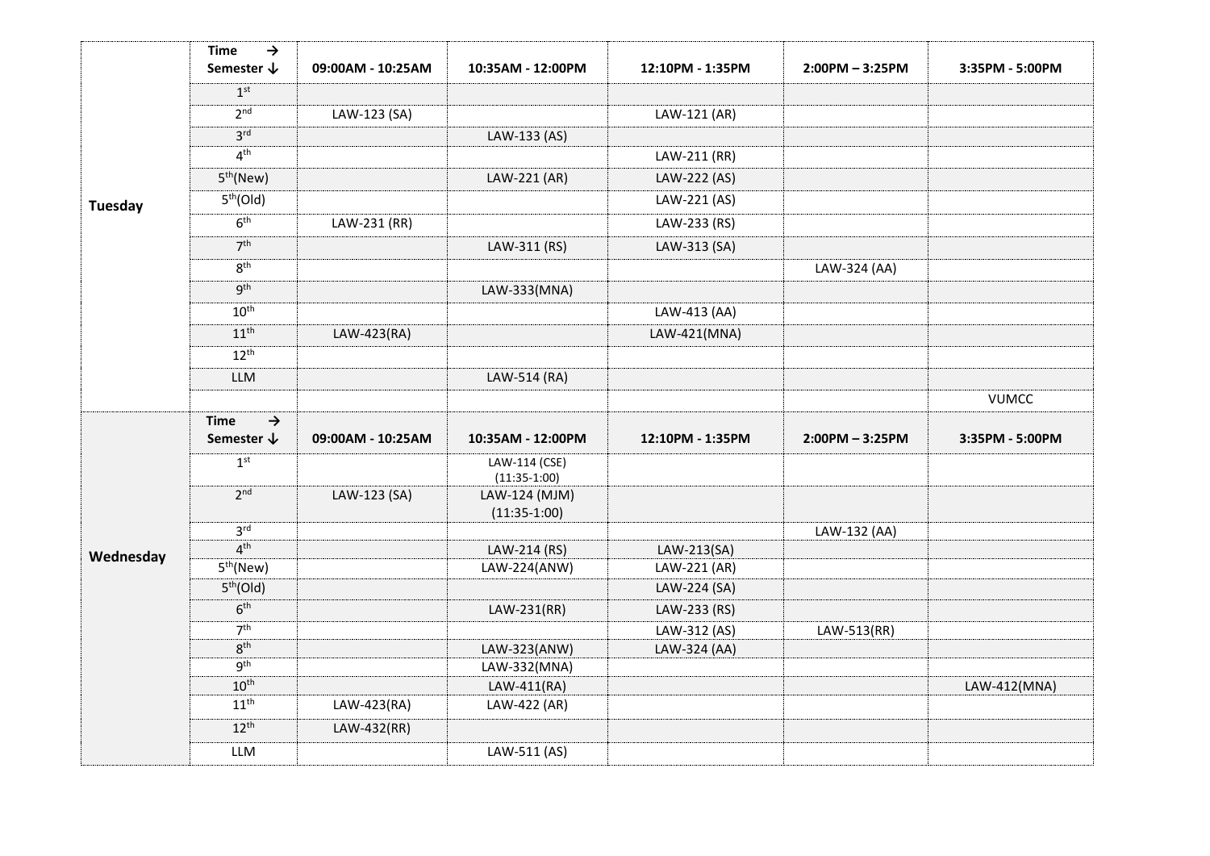| | Time → Semester ↓ | 09:00AM - 10:25AM | 10:35AM - 12:00PM | 12:10PM - 1:35PM | 2:00PM – 3:25PM | 3:35PM - 5:00PM |
|---|---|---|---|---|---|---|
| **Tuesday** | 1st | | | | | |
| | 2nd | LAW-123 (SA) | | LAW-121 (AR) | | |
| | 3rd | | LAW-133 (AS) | | | |
| | 4th | | | LAW-211 (RR) | | |
| | 5th(New) | | LAW-221 (AR) | LAW-222 (AS) | | |
| | 5th(Old) | | | LAW-221 (AS) | | |
| | 6th | LAW-231 (RR) | | LAW-233 (RS) | | |
| | 7th | | LAW-311 (RS) | LAW-313 (SA) | | |
| | 8th | | | | LAW-324 (AA) | |
| | 9th | | LAW-333(MNA) | | | |
| | 10th | | | LAW-413 (AA) | | |
| | 11th | LAW-423(RA) | | LAW-421(MNA) | | |
| | 12th | | | | | |
| | LLM | | LAW-514 (RA) | | | |
| | | | | | | VUMCC |

| | Time → Semester ↓ | 09:00AM - 10:25AM | 10:35AM - 12:00PM | 12:10PM - 1:35PM | 2:00PM – 3:25PM | 3:35PM - 5:00PM |
|---|---|---|---|---|---|---|
| **Wednesday** | 1st | | LAW-114 (CSE) (11:35-1:00) | | | |
| | 2nd | LAW-123 (SA) | LAW-124 (MJM) (11:35-1:00) | | | |
| | 3rd | | | | LAW-132 (AA) | |
| | 4th | | LAW-214 (RS) | LAW-213(SA) | | |
| | 5th(New) | | LAW-224(ANW) | LAW-221 (AR) | | |
| | 5th(Old) | | | LAW-224 (SA) | | |
| | 6th | | LAW-231(RR) | LAW-233 (RS) | | |
| | 7th | | | LAW-312 (AS) | LAW-513(RR) | |
| | 8th | | LAW-323(ANW) | LAW-324 (AA) | | |
| | 9th | | LAW-332(MNA) | | | |
| | 10th | | LAW-411(RA) | | | LAW-412(MNA) |
| | 11th | LAW-423(RA) | LAW-422 (AR) | | | |
| | 12th | LAW-432(RR) | | | | |
| | LLM | | LAW-511 (AS) | | | |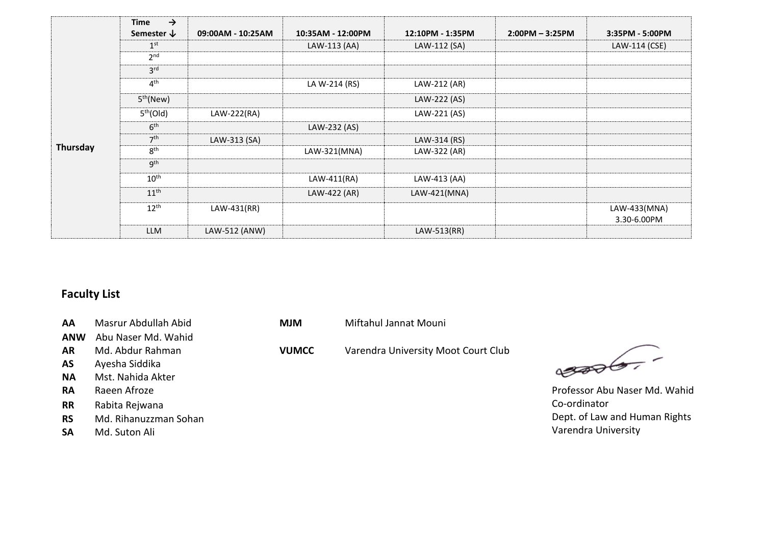| | Time → Semester ↓ | 09:00AM - 10:25AM | 10:35AM - 12:00PM | 12:10PM - 1:35PM | 2:00PM – 3:25PM | 3:35PM - 5:00PM |
|---|---|---|---|---|---|---|
| Thursday | 1st | | LAW-113 (AA) | LAW-112 (SA) | | LAW-114 (CSE) |
| | 2nd | | | | | |
| | 3rd | | | | | |
| | 4th | | LA W-214 (RS) | LAW-212 (AR) | | |
| | 5th(New) | | | LAW-222 (AS) | | |
| | 5th(Old) | LAW-222(RA) | | LAW-221 (AS) | | |
| | 6th | | LAW-232 (AS) | | | |
| | 7th | LAW-313 (SA) | | LAW-314 (RS) | | |
| | 8th | | LAW-321(MNA) | LAW-322 (AR) | | |
| | 9th | | | | | |
| | 10th | | LAW-411(RA) | LAW-413 (AA) | | |
| | 11th | | LAW-422 (AR) | LAW-421(MNA) | | |
| | 12th | LAW-431(RR) | | | | LAW-433(MNA) 3.30-6.00PM |
| | LLM | LAW-512 (ANW) | | LAW-513(RR) | | |

## Faculty List

**AA** Masrur Abdullah Abid
**ANW** Abu Naser Md. Wahid
**AR** Md. Abdur Rahman
**AS** Ayesha Siddika
**NA** Mst. Nahida Akter
**RA** Raeen Afroze
**RR** Rabita Rejwana
**RS** Md. Rihanuzzman Sohan
**SA** Md. Suton Ali

**MJM** Miftahul Jannat Mouni
**VUMCC** Varendra University Moot Court Club

Professor Abu Naser Md. Wahid
Co-ordinator
Dept. of Law and Human Rights
Varendra University